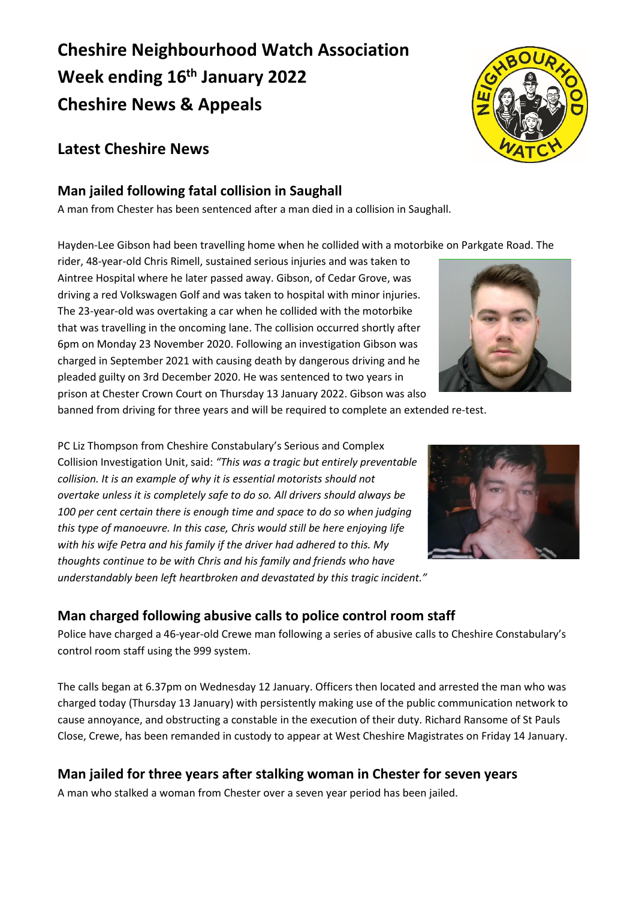# Cheshire Neighbourhood Watch Association
# Week ending 16th January 2022
# Cheshire News & Appeals

## Latest Cheshire News

### Man jailed following fatal collision in Saughall

A man from Chester has been sentenced after a man died in a collision in Saughall.

Hayden-Lee Gibson had been travelling home when he collided with a motorbike on Parkgate Road. The rider, 48-year-old Chris Rimell, sustained serious injuries and was taken to Aintree Hospital where he later passed away. Gibson, of Cedar Grove, was driving a red Volkswagen Golf and was taken to hospital with minor injuries. The 23-year-old was overtaking a car when he collided with the motorbike that was travelling in the oncoming lane. The collision occurred shortly after 6pm on Monday 23 November 2020. Following an investigation Gibson was charged in September 2021 with causing death by dangerous driving and he pleaded guilty on 3rd December 2020. He was sentenced to two years in prison at Chester Crown Court on Thursday 13 January 2022. Gibson was also banned from driving for three years and will be required to complete an extended re-test.

PC Liz Thompson from Cheshire Constabulary's Serious and Complex Collision Investigation Unit, said: *"This was a tragic but entirely preventable collision. It is an example of why it is essential motorists should not overtake unless it is completely safe to do so. All drivers should always be 100 per cent certain there is enough time and space to do so when judging this type of manoeuvre. In this case, Chris would still be here enjoying life with his wife Petra and his family if the driver had adhered to this. My thoughts continue to be with Chris and his family and friends who have understandably been left heartbroken and devastated by this tragic incident."*

### Man charged following abusive calls to police control room staff

Police have charged a 46-year-old Crewe man following a series of abusive calls to Cheshire Constabulary's control room staff using the 999 system.

The calls began at 6.37pm on Wednesday 12 January. Officers then located and arrested the man who was charged today (Thursday 13 January) with persistently making use of the public communication network to cause annoyance, and obstructing a constable in the execution of their duty. Richard Ransome of St Pauls Close, Crewe, has been remanded in custody to appear at West Cheshire Magistrates on Friday 14 January.

### Man jailed for three years after stalking woman in Chester for seven years

A man who stalked a woman from Chester over a seven year period has been jailed.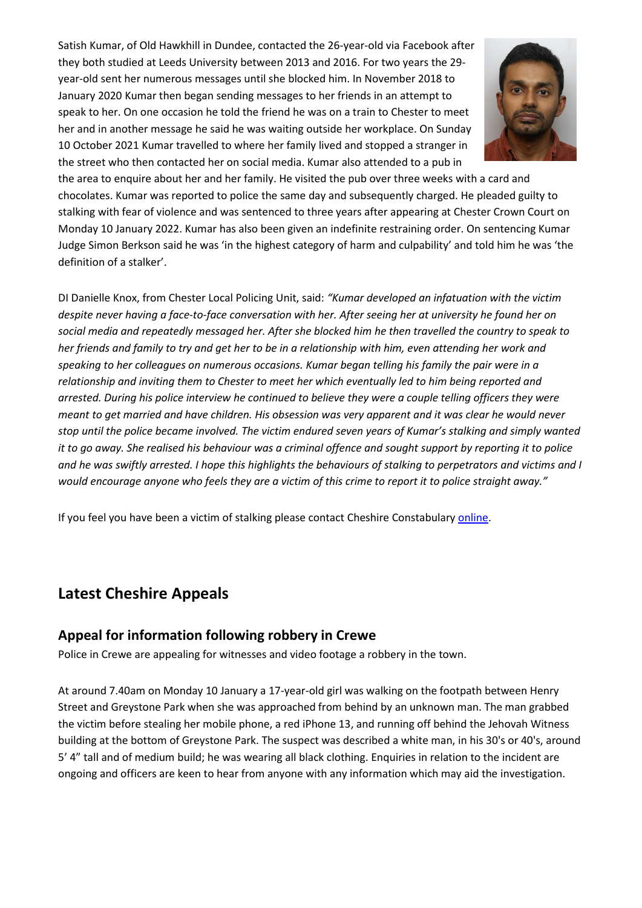Satish Kumar, of Old Hawkhill in Dundee, contacted the 26-year-old via Facebook after they both studied at Leeds University between 2013 and 2016. For two years the 29-year-old sent her numerous messages until she blocked him. In November 2018 to January 2020 Kumar then began sending messages to her friends in an attempt to speak to her. On one occasion he told the friend he was on a train to Chester to meet her and in another message he said he was waiting outside her workplace. On Sunday 10 October 2021 Kumar travelled to where her family lived and stopped a stranger in the street who then contacted her on social media. Kumar also attended to a pub in the area to enquire about her and her family. He visited the pub over three weeks with a card and chocolates. Kumar was reported to police the same day and subsequently charged. He pleaded guilty to stalking with fear of violence and was sentenced to three years after appearing at Chester Crown Court on Monday 10 January 2022. Kumar has also been given an indefinite restraining order. On sentencing Kumar Judge Simon Berkson said he was 'in the highest category of harm and culpability' and told him he was 'the definition of a stalker'.

DI Danielle Knox, from Chester Local Policing Unit, said: *"Kumar developed an infatuation with the victim despite never having a face-to-face conversation with her. After seeing her at university he found her on social media and repeatedly messaged her. After she blocked him he then travelled the country to speak to her friends and family to try and get her to be in a relationship with him, even attending her work and speaking to her colleagues on numerous occasions. Kumar began telling his family the pair were in a relationship and inviting them to Chester to meet her which eventually led to him being reported and arrested. During his police interview he continued to believe they were a couple telling officers they were meant to get married and have children. His obsession was very apparent and it was clear he would never stop until the police became involved. The victim endured seven years of Kumar's stalking and simply wanted it to go away. She realised his behaviour was a criminal offence and sought support by reporting it to police and he was swiftly arrested. I hope this highlights the behaviours of stalking to perpetrators and victims and I would encourage anyone who feels they are a victim of this crime to report it to police straight away."*

If you feel you have been a victim of stalking please contact Cheshire Constabulary online.

## Latest Cheshire Appeals

### Appeal for information following robbery in Crewe

Police in Crewe are appealing for witnesses and video footage a robbery in the town.

At around 7.40am on Monday 10 January a 17-year-old girl was walking on the footpath between Henry Street and Greystone Park when she was approached from behind by an unknown man. The man grabbed the victim before stealing her mobile phone, a red iPhone 13, and running off behind the Jehovah Witness building at the bottom of Greystone Park. The suspect was described a white man, in his 30's or 40's, around 5' 4" tall and of medium build; he was wearing all black clothing. Enquiries in relation to the incident are ongoing and officers are keen to hear from anyone with any information which may aid the investigation.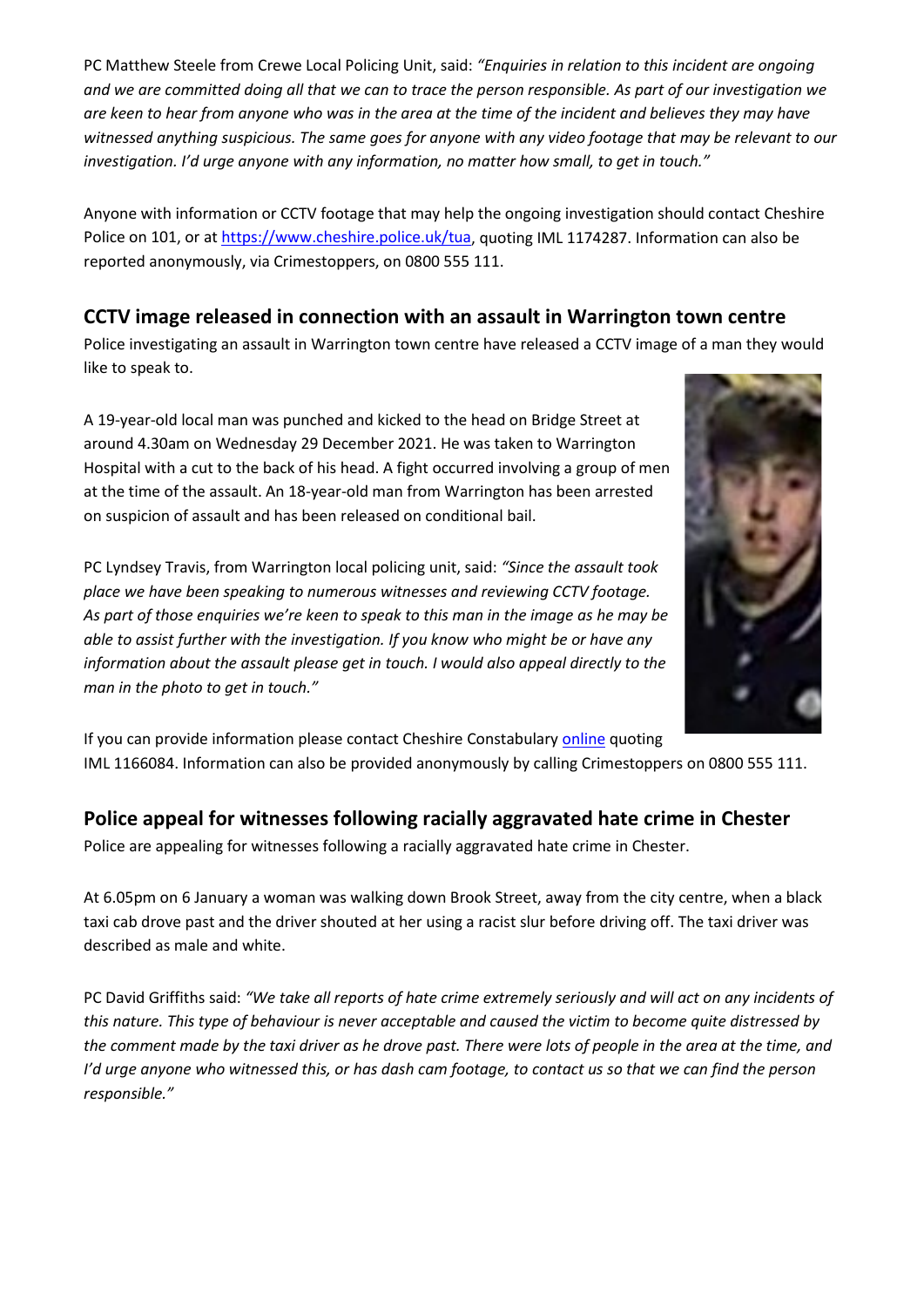PC Matthew Steele from Crewe Local Policing Unit, said: *"Enquiries in relation to this incident are ongoing and we are committed doing all that we can to trace the person responsible. As part of our investigation we are keen to hear from anyone who was in the area at the time of the incident and believes they may have witnessed anything suspicious. The same goes for anyone with any video footage that may be relevant to our investigation. I'd urge anyone with any information, no matter how small, to get in touch."*

Anyone with information or CCTV footage that may help the ongoing investigation should contact Cheshire Police on 101, or at [https://www.cheshire.police.uk/tua](https://www.cheshire.police.uk/tua), quoting IML 1174287. Information can also be reported anonymously, via Crimestoppers, on 0800 555 111.

## CCTV image released in connection with an assault in Warrington town centre

Police investigating an assault in Warrington town centre have released a CCTV image of a man they would like to speak to.

A 19-year-old local man was punched and kicked to the head on Bridge Street at around 4.30am on Wednesday 29 December 2021. He was taken to Warrington Hospital with a cut to the back of his head. A fight occurred involving a group of men at the time of the assault. An 18-year-old man from Warrington has been arrested on suspicion of assault and has been released on conditional bail.

PC Lyndsey Travis, from Warrington local policing unit, said: *"Since the assault took place we have been speaking to numerous witnesses and reviewing CCTV footage. As part of those enquiries we're keen to speak to this man in the image as he may be able to assist further with the investigation. If you know who might be or have any information about the assault please get in touch. I would also appeal directly to the man in the photo to get in touch."*

If you can provide information please contact Cheshire Constabulary online quoting IML 1166084. Information can also be provided anonymously by calling Crimestoppers on 0800 555 111.

## Police appeal for witnesses following racially aggravated hate crime in Chester

Police are appealing for witnesses following a racially aggravated hate crime in Chester.

At 6.05pm on 6 January a woman was walking down Brook Street, away from the city centre, when a black taxi cab drove past and the driver shouted at her using a racist slur before driving off. The taxi driver was described as male and white.

PC David Griffiths said: *"We take all reports of hate crime extremely seriously and will act on any incidents of this nature. This type of behaviour is never acceptable and caused the victim to become quite distressed by the comment made by the taxi driver as he drove past. There were lots of people in the area at the time, and I'd urge anyone who witnessed this, or has dash cam footage, to contact us so that we can find the person responsible."*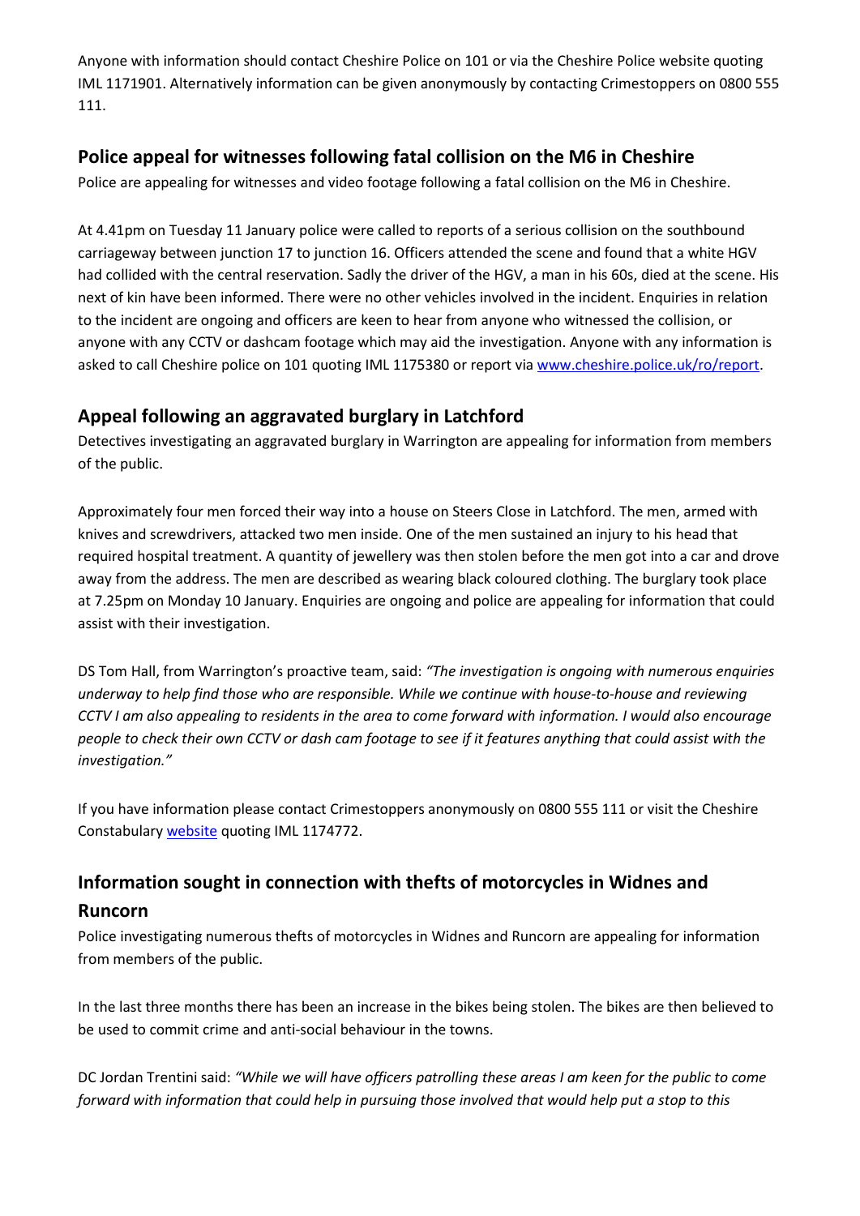Anyone with information should contact Cheshire Police on 101 or via the Cheshire Police website quoting IML 1171901. Alternatively information can be given anonymously by contacting Crimestoppers on 0800 555 111.

## Police appeal for witnesses following fatal collision on the M6 in Cheshire

Police are appealing for witnesses and video footage following a fatal collision on the M6 in Cheshire.

At 4.41pm on Tuesday 11 January police were called to reports of a serious collision on the southbound carriageway between junction 17 to junction 16. Officers attended the scene and found that a white HGV had collided with the central reservation. Sadly the driver of the HGV, a man in his 60s, died at the scene. His next of kin have been informed. There were no other vehicles involved in the incident. Enquiries in relation to the incident are ongoing and officers are keen to hear from anyone who witnessed the collision, or anyone with any CCTV or dashcam footage which may aid the investigation. Anyone with any information is asked to call Cheshire police on 101 quoting IML 1175380 or report via [www.cheshire.police.uk/ro/report](www.cheshire.police.uk/ro/report).

## Appeal following an aggravated burglary in Latchford

Detectives investigating an aggravated burglary in Warrington are appealing for information from members of the public.

Approximately four men forced their way into a house on Steers Close in Latchford. The men, armed with knives and screwdrivers, attacked two men inside. One of the men sustained an injury to his head that required hospital treatment. A quantity of jewellery was then stolen before the men got into a car and drove away from the address. The men are described as wearing black coloured clothing. The burglary took place at 7.25pm on Monday 10 January. Enquiries are ongoing and police are appealing for information that could assist with their investigation.

DS Tom Hall, from Warrington's proactive team, said: *"The investigation is ongoing with numerous enquiries underway to help find those who are responsible. While we continue with house-to-house and reviewing CCTV I am also appealing to residents in the area to come forward with information. I would also encourage people to check their own CCTV or dash cam footage to see if it features anything that could assist with the investigation."*

If you have information please contact Crimestoppers anonymously on 0800 555 111 or visit the Cheshire Constabulary website quoting IML 1174772.

## Information sought in connection with thefts of motorcycles in Widnes and Runcorn

Police investigating numerous thefts of motorcycles in Widnes and Runcorn are appealing for information from members of the public.

In the last three months there has been an increase in the bikes being stolen. The bikes are then believed to be used to commit crime and anti-social behaviour in the towns.

DC Jordan Trentini said: *"While we will have officers patrolling these areas I am keen for the public to come forward with information that could help in pursuing those involved that would help put a stop to this*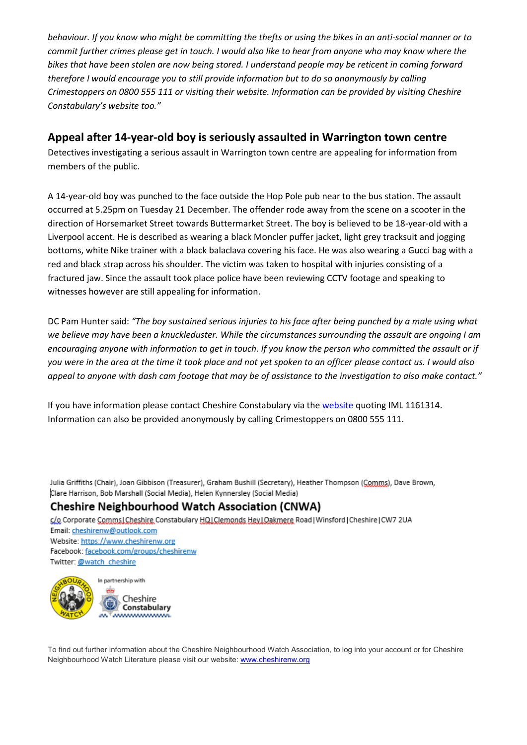*behaviour. If you know who might be committing the thefts or using the bikes in an anti-social manner or to commit further crimes please get in touch. I would also like to hear from anyone who may know where the bikes that have been stolen are now being stored. I understand people may be reticent in coming forward therefore I would encourage you to still provide information but to do so anonymously by calling Crimestoppers on 0800 555 111 or visiting their website. Information can be provided by visiting Cheshire Constabulary's website too."*

## Appeal after 14-year-old boy is seriously assaulted in Warrington town centre

Detectives investigating a serious assault in Warrington town centre are appealing for information from members of the public.

A 14-year-old boy was punched to the face outside the Hop Pole pub near to the bus station. The assault occurred at 5.25pm on Tuesday 21 December. The offender rode away from the scene on a scooter in the direction of Horsemarket Street towards Buttermarket Street. The boy is believed to be 18-year-old with a Liverpool accent. He is described as wearing a black Moncler puffer jacket, light grey tracksuit and jogging bottoms, white Nike trainer with a black balaclava covering his face. He was also wearing a Gucci bag with a red and black strap across his shoulder. The victim was taken to hospital with injuries consisting of a fractured jaw. Since the assault took place police have been reviewing CCTV footage and speaking to witnesses however are still appealing for information.

DC Pam Hunter said: *"The boy sustained serious injuries to his face after being punched by a male using what we believe may have been a knuckleduster. While the circumstances surrounding the assault are ongoing I am encouraging anyone with information to get in touch. If you know the person who committed the assault or if you were in the area at the time it took place and not yet spoken to an officer please contact us. I would also appeal to anyone with dash cam footage that may be of assistance to the investigation to also make contact."*

If you have information please contact Cheshire Constabulary via the website quoting IML 1161314. Information can also be provided anonymously by calling Crimestoppers on 0800 555 111.

Julia Griffiths (Chair), Joan Gibbison (Treasurer), Graham Bushill (Secretary), Heather Thompson (Comms), Dave Brown, Clare Harrison, Bob Marshall (Social Media), Helen Kynnersley (Social Media)

**Cheshire Neighbourhood Watch Association (CNWA)**

c/o Corporate Comms|Cheshire Constabulary HQ|Clemonds Hey|Oakmere Road|Winsford|Cheshire|CW7 2UA
Email: cheshirenw@outlook.com
Website: https://www.cheshirenw.org
Facebook: facebook.com/groups/cheshirenw
Twitter: @watch_cheshire

In partnership with Cheshire Constabulary

To find out further information about the Cheshire Neighbourhood Watch Association, to log into your account or for Cheshire Neighbourhood Watch Literature please visit our website: www.cheshirenw.org